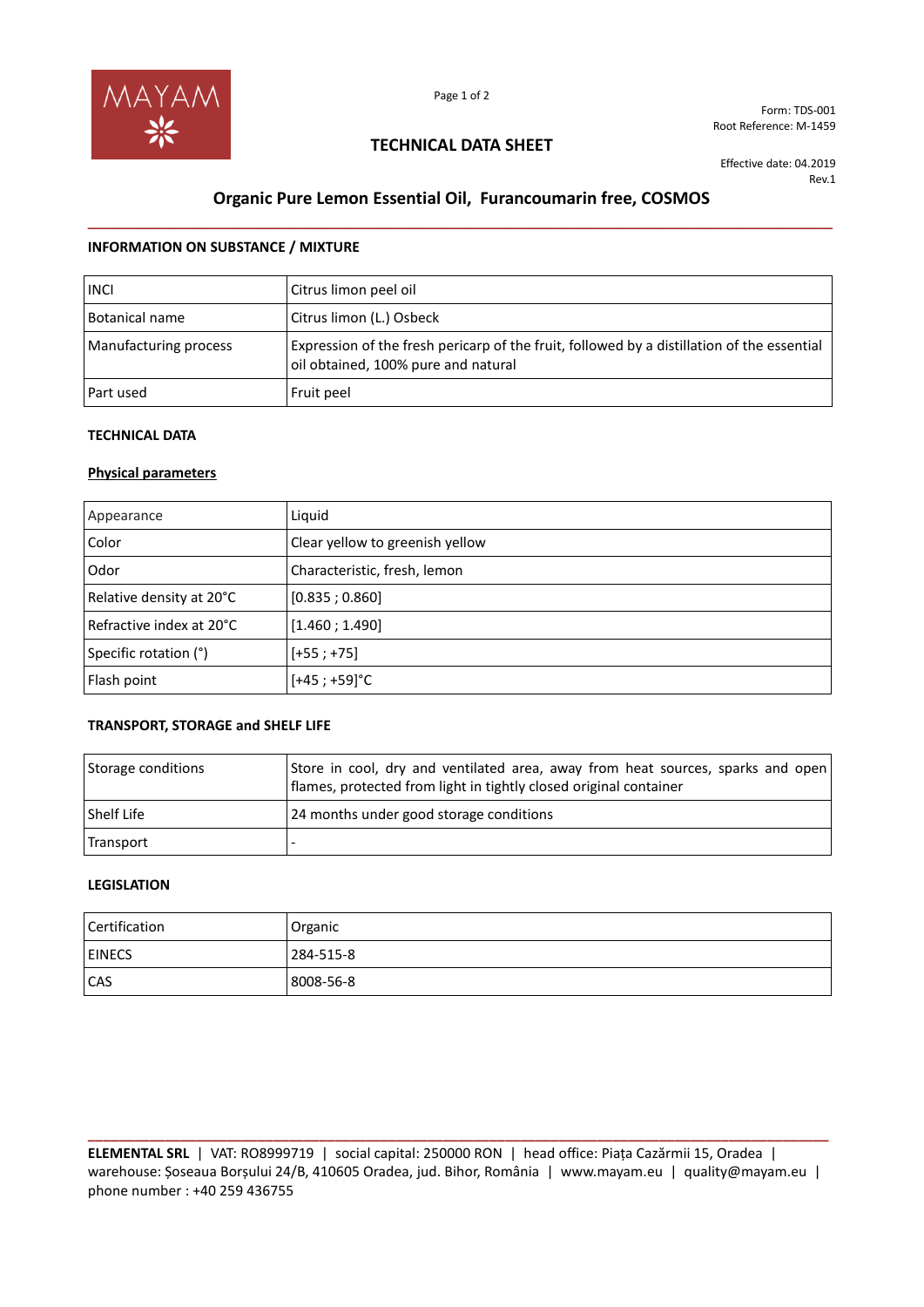Form: TDS-001
Root Reference: M-1459

# TECHNICAL DATA SHEET

Effective date: 04.2019
Rev.1

## Organic Pure Lemon Essential Oil, Furancoumarin free, COSMOS

### INFORMATION ON SUBSTANCE / MIXTURE

| | |
|---|---|
| INCI | Citrus limon peel oil |
| Botanical name | Citrus limon (L.) Osbeck |
| Manufacturing process | Expression of the fresh pericarp of the fruit, followed by a distillation of the essential oil obtained, 100% pure and natural |
| Part used | Fruit peel |

### TECHNICAL DATA

**Physical parameters**

| | |
|---|---|
| Appearance | Liquid |
| Color | Clear yellow to greenish yellow |
| Odor | Characteristic, fresh, lemon |
| Relative density at 20°C | [0.835 ; 0.860] |
| Refractive index at 20°C | [1.460 ; 1.490] |
| Specific rotation (°) | [+55 ; +75] |
| Flash point | [+45 ; +59]°C |

### TRANSPORT, STORAGE and SHELF LIFE

| | |
|---|---|
| Storage conditions | Store in cool, dry and ventilated area, away from heat sources, sparks and open flames, protected from light in tightly closed original container |
| Shelf Life | 24 months under good storage conditions |
| Transport | - |

### LEGISLATION

| | |
|---|---|
| Certification | Organic |
| EINECS | 284-515-8 |
| CAS | 8008-56-8 |

**ELEMENTAL SRL** | VAT: RO8999719 | social capital: 250000 RON | head office: Piața Cazărmii 15, Oradea | warehouse: Șoseaua Borșului 24/B, 410605 Oradea, jud. Bihor, România | www.mayam.eu | quality@mayam.eu | phone number : +40 259 436755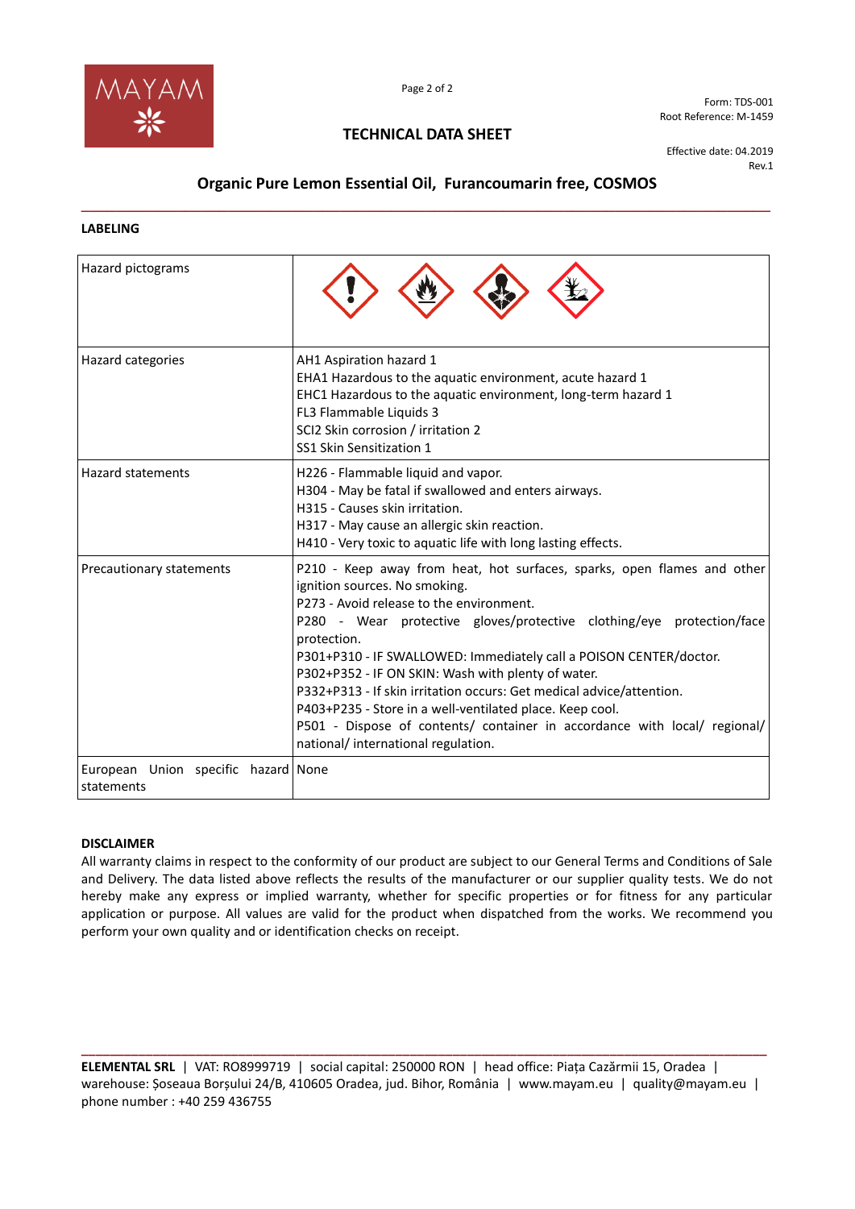**TECHNICAL DATA SHEET**

Form: TDS-001
Root Reference: M-1459

Effective date: 04.2019
Rev.1

## Organic Pure Lemon Essential Oil, Furancoumarin free, COSMOS

### LABELING

| | |
|---|---|
| Hazard pictograms | |
| Hazard categories | AH1 Aspiration hazard 1<br>EHA1 Hazardous to the aquatic environment, acute hazard 1<br>EHC1 Hazardous to the aquatic environment, long-term hazard 1<br>FL3 Flammable Liquids 3<br>SCI2 Skin corrosion / irritation 2<br>SS1 Skin Sensitization 1 |
| Hazard statements | H226 - Flammable liquid and vapor.<br>H304 - May be fatal if swallowed and enters airways.<br>H315 - Causes skin irritation.<br>H317 - May cause an allergic skin reaction.<br>H410 - Very toxic to aquatic life with long lasting effects. |
| Precautionary statements | P210 - Keep away from heat, hot surfaces, sparks, open flames and other ignition sources. No smoking.<br>P273 - Avoid release to the environment.<br>P280 - Wear protective gloves/protective clothing/eye protection/face protection.<br>P301+P310 - IF SWALLOWED: Immediately call a POISON CENTER/doctor.<br>P302+P352 - IF ON SKIN: Wash with plenty of water.<br>P332+P313 - If skin irritation occurs: Get medical advice/attention.<br>P403+P235 - Store in a well-ventilated place. Keep cool.<br>P501 - Dispose of contents/ container in accordance with local/ regional/ national/ international regulation. |
| European Union specific hazard statements | None |

### DISCLAIMER

All warranty claims in respect to the conformity of our product are subject to our General Terms and Conditions of Sale and Delivery. The data listed above reflects the results of the manufacturer or our supplier quality tests. We do not hereby make any express or implied warranty, whether for specific properties or for fitness for any particular application or purpose. All values are valid for the product when dispatched from the works. We recommend you perform your own quality and or identification checks on receipt.

**ELEMENTAL SRL** | VAT: RO8999719 | social capital: 250000 RON | head office: Piața Cazărmii 15, Oradea | warehouse: Șoseaua Borșului 24/B, 410605 Oradea, jud. Bihor, România | www.mayam.eu | quality@mayam.eu | phone number : +40 259 436755